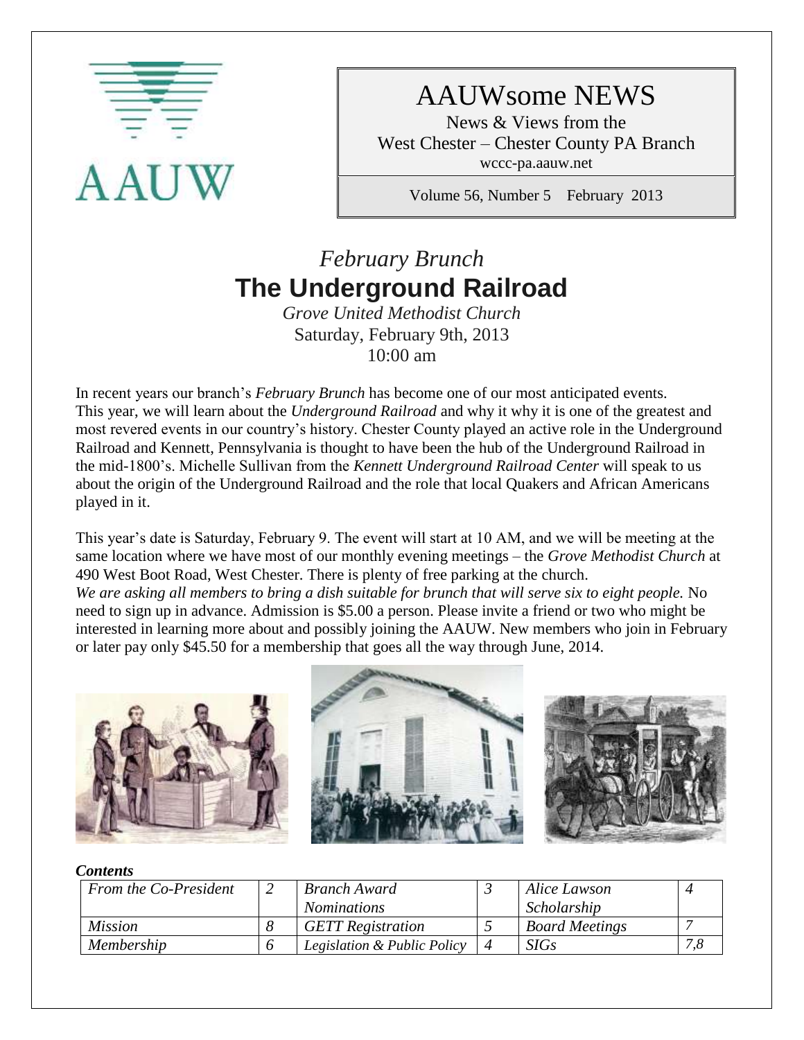AAUW

# AAUWsome NEWS

News & Views from the
West Chester – Chester County PA Branch
wccc-pa.aauw.net

Volume 56, Number 5 February 2013

## *February Brunch*
# The Underground Railroad

*Grove United Methodist Church*
Saturday, February 9th, 2013
10:00 am

In recent years our branch's *February Brunch* has become one of our most anticipated events. This year, we will learn about the *Underground Railroad* and why it why it is one of the greatest and most revered events in our country's history. Chester County played an active role in the Underground Railroad and Kennett, Pennsylvania is thought to have been the hub of the Underground Railroad in the mid-1800's. Michelle Sullivan from the *Kennett Underground Railroad Center* will speak to us about the origin of the Underground Railroad and the role that local Quakers and African Americans played in it.

This year's date is Saturday, February 9. The event will start at 10 AM, and we will be meeting at the same location where we have most of our monthly evening meetings – the *Grove Methodist Church* at 490 West Boot Road, West Chester. There is plenty of free parking at the church.
*We are asking all members to bring a dish suitable for brunch that will serve six to eight people.* No need to sign up in advance. Admission is $5.00 a person. Please invite a friend or two who might be interested in learning more about and possibly joining the AAUW. New members who join in February or later pay only $45.50 for a membership that goes all the way through June, 2014.

***Contents***

| | | | | | |
|---|---|---|---|---|---|
| *From the Co-President* | *2* | *Branch Award Nominations* | *3* | *Alice Lawson Scholarship* | *4* |
| *Mission* | *8* | *GETT Registration* | *5* | *Board Meetings* | *7* |
| *Membership* | *6* | *Legislation & Public Policy* | *4* | *SIGs* | *7,8* |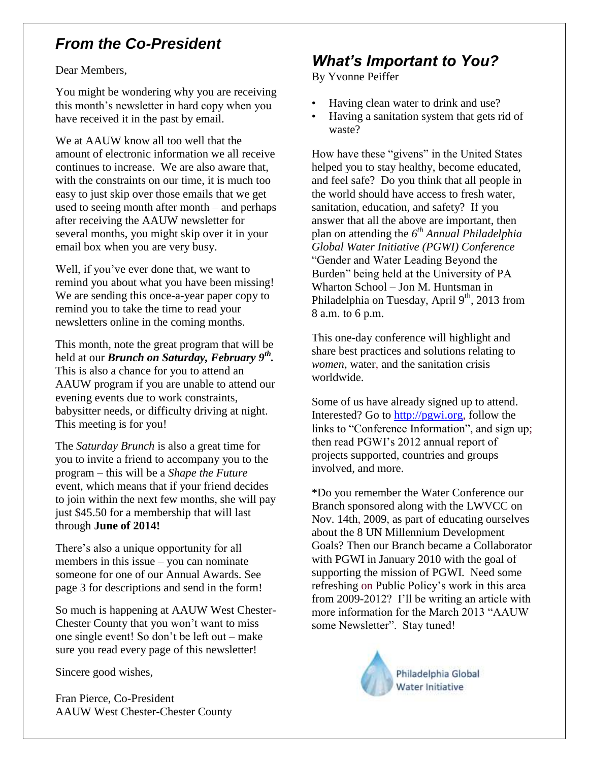## *From the Co-President*

Dear Members,

You might be wondering why you are receiving this month's newsletter in hard copy when you have received it in the past by email.

We at AAUW know all too well that the amount of electronic information we all receive continues to increase. We are also aware that, with the constraints on our time, it is much too easy to just skip over those emails that we get used to seeing month after month – and perhaps after receiving the AAUW newsletter for several months, you might skip over it in your email box when you are very busy.

Well, if you've ever done that, we want to remind you about what you have been missing! We are sending this once-a-year paper copy to remind you to take the time to read your newsletters online in the coming months.

This month, note the great program that will be held at our ***Brunch on Saturday, February 9th.*** This is also a chance for you to attend an AAUW program if you are unable to attend our evening events due to work constraints, babysitter needs, or difficulty driving at night. This meeting is for you!

The *Saturday Brunch* is also a great time for you to invite a friend to accompany you to the program – this will be a *Shape the Future* event, which means that if your friend decides to join within the next few months, she will pay just $45.50 for a membership that will last through **June of 2014!**

There's also a unique opportunity for all members in this issue – you can nominate someone for one of our Annual Awards. See page 3 for descriptions and send in the form!

So much is happening at AAUW West Chester-Chester County that you won't want to miss one single event! So don't be left out – make sure you read every page of this newsletter!

Sincere good wishes,

Fran Pierce, Co-President
AAUW West Chester-Chester County

## *What's Important to You?*

By Yvonne Peiffer

- Having clean water to drink and use?
- Having a sanitation system that gets rid of waste?

How have these "givens" in the United States helped you to stay healthy, become educated, and feel safe? Do you think that all people in the world should have access to fresh water, sanitation, education, and safety? If you answer that all the above are important, then plan on attending the *6th Annual Philadelphia Global Water Initiative (PGWI) Conference* "Gender and Water Leading Beyond the Burden" being held at the University of PA Wharton School – Jon M. Huntsman in Philadelphia on Tuesday, April 9th, 2013 from 8 a.m. to 6 p.m.

This one-day conference will highlight and share best practices and solutions relating to *women*, water, and the sanitation crisis worldwide.

Some of us have already signed up to attend. Interested? Go to http://pgwi.org, follow the links to "Conference Information", and sign up; then read PGWI's 2012 annual report of projects supported, countries and groups involved, and more.

*Do you remember the Water Conference our Branch sponsored along with the LWVCC on Nov. 14th, 2009, as part of educating ourselves about the 8 UN Millennium Development Goals? Then our Branch became a Collaborator with PGWI in January 2010 with the goal of supporting the mission of PGWI. Need some refreshing on Public Policy's work in this area from 2009-2012? I'll be writing an article with more information for the March 2013 "AAUW some Newsletter". Stay tuned!

Philadelphia Global Water Initiative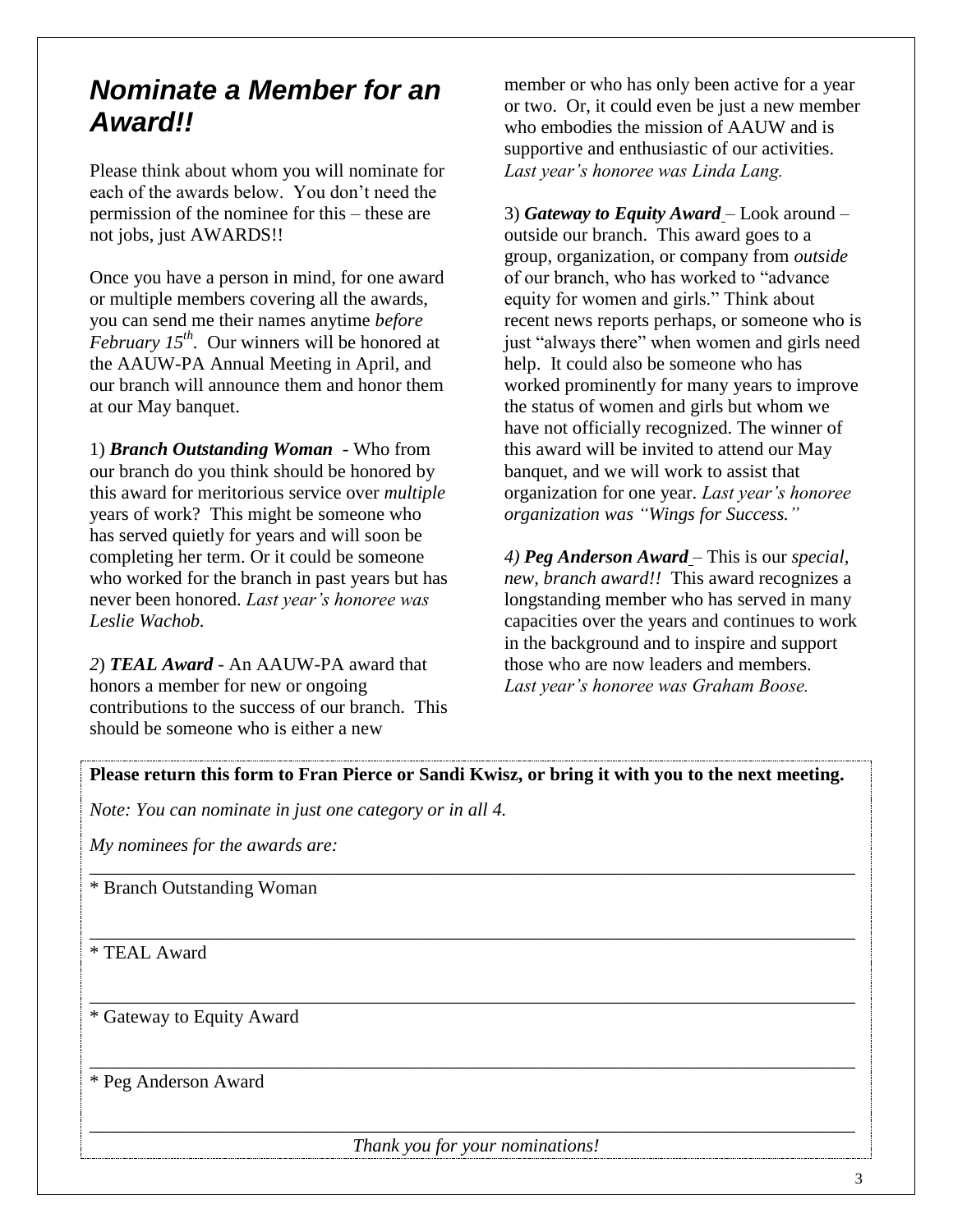# *Nominate a Member for an Award!!*

Please think about whom you will nominate for each of the awards below. You don't need the permission of the nominee for this – these are not jobs, just AWARDS!!

Once you have a person in mind, for one award or multiple members covering all the awards, you can send me their names anytime *before February 15th*. Our winners will be honored at the AAUW-PA Annual Meeting in April, and our branch will announce them and honor them at our May banquet.

1) ***Branch Outstanding Woman*** - Who from our branch do you think should be honored by this award for meritorious service over *multiple* years of work? This might be someone who has served quietly for years and will soon be completing her term. Or it could be someone who worked for the branch in past years but has never been honored. *Last year's honoree was Leslie Wachob.*

*2*) ***TEAL Award*** - An AAUW-PA award that honors a member for new or ongoing contributions to the success of our branch. This should be someone who is either a new member or who has only been active for a year or two. Or, it could even be just a new member who embodies the mission of AAUW and is supportive and enthusiastic of our activities. *Last year's honoree was Linda Lang.*

3) ***Gateway to Equity Award*** – Look around – outside our branch. This award goes to a group, organization, or company from *outside* of our branch, who has worked to "advance equity for women and girls." Think about recent news reports perhaps, or someone who is just "always there" when women and girls need help. It could also be someone who has worked prominently for many years to improve the status of women and girls but whom we have not officially recognized. The winner of this award will be invited to attend our May banquet, and we will work to assist that organization for one year. *Last year's honoree organization was "Wings for Success."*

*4)* ***Peg Anderson Award*** – This is our *special, new, branch award!!* This award recognizes a longstanding member who has served in many capacities over the years and continues to work in the background and to inspire and support those who are now leaders and members. *Last year's honoree was Graham Boose.*

---

**Please return this form to Fran Pierce or Sandi Kwisz, or bring it with you to the next meeting.**

*Note: You can nominate in just one category or in all 4.*

*My nominees for the awards are:*

___________________________________________________________________________

* Branch Outstanding Woman

___________________________________________________________________________

* TEAL Award

___________________________________________________________________________

* Gateway to Equity Award

___________________________________________________________________________

* Peg Anderson Award

___________________________________________________________________________

*Thank you for your nominations!*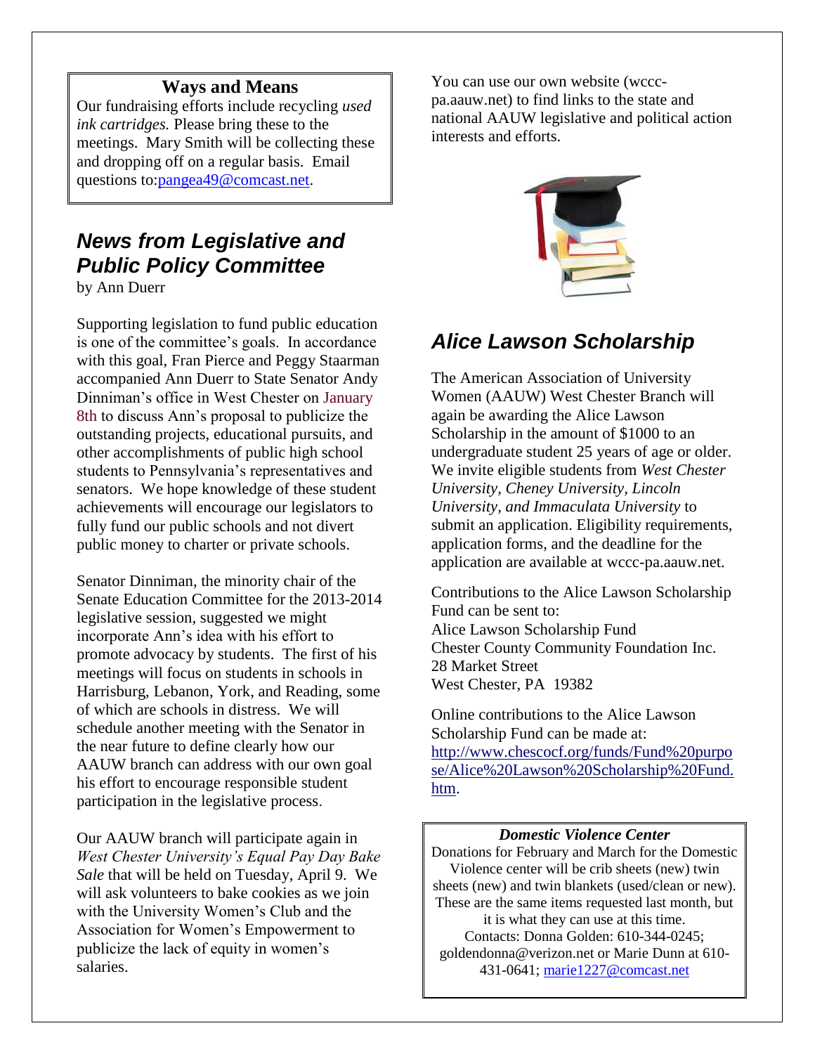## Ways and Means

Our fundraising efforts include recycling *used ink cartridges.* Please bring these to the meetings. Mary Smith will be collecting these and dropping off on a regular basis. Email questions to:pangea49@comcast.net.

## *News from Legislative and Public Policy Committee*

by Ann Duerr

Supporting legislation to fund public education is one of the committee's goals. In accordance with this goal, Fran Pierce and Peggy Staarman accompanied Ann Duerr to State Senator Andy Dinniman's office in West Chester on January 8th to discuss Ann's proposal to publicize the outstanding projects, educational pursuits, and other accomplishments of public high school students to Pennsylvania's representatives and senators. We hope knowledge of these student achievements will encourage our legislators to fully fund our public schools and not divert public money to charter or private schools.

Senator Dinniman, the minority chair of the Senate Education Committee for the 2013-2014 legislative session, suggested we might incorporate Ann's idea with his effort to promote advocacy by students. The first of his meetings will focus on students in schools in Harrisburg, Lebanon, York, and Reading, some of which are schools in distress. We will schedule another meeting with the Senator in the near future to define clearly how our AAUW branch can address with our own goal his effort to encourage responsible student participation in the legislative process.

Our AAUW branch will participate again in *West Chester University's Equal Pay Day Bake Sale* that will be held on Tuesday, April 9. We will ask volunteers to bake cookies as we join with the University Women's Club and the Association for Women's Empowerment to publicize the lack of equity in women's salaries.

You can use our own website (wccc-pa.aauw.net) to find links to the state and national AAUW legislative and political action interests and efforts.

## *Alice Lawson Scholarship*

The American Association of University Women (AAUW) West Chester Branch will again be awarding the Alice Lawson Scholarship in the amount of $1000 to an undergraduate student 25 years of age or older. We invite eligible students from *West Chester University, Cheney University, Lincoln University, and Immaculata University* to submit an application. Eligibility requirements, application forms, and the deadline for the application are available at wccc-pa.aauw.net.

Contributions to the Alice Lawson Scholarship Fund can be sent to:
Alice Lawson Scholarship Fund
Chester County Community Foundation Inc.
28 Market Street
West Chester, PA 19382

Online contributions to the Alice Lawson Scholarship Fund can be made at: http://www.chescocf.org/funds/Fund%20purpose/Alice%20Lawson%20Scholarship%20Fund.htm.

### *Domestic Violence Center*

Donations for February and March for the Domestic Violence center will be crib sheets (new) twin sheets (new) and twin blankets (used/clean or new). These are the same items requested last month, but it is what they can use at this time.
Contacts: Donna Golden: 610-344-0245; goldendonna@verizon.net or Marie Dunn at 610-431-0641; marie1227@comcast.net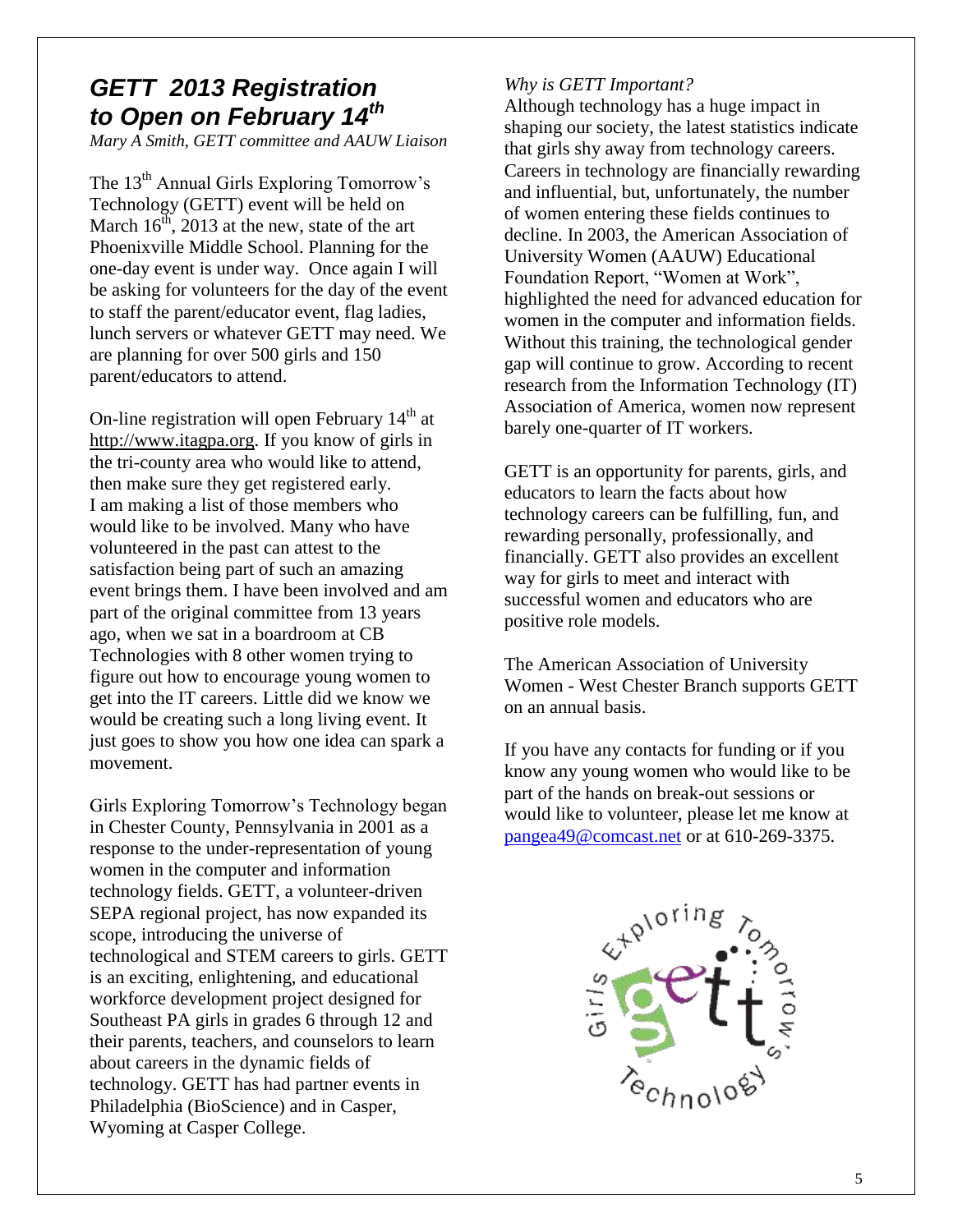## *GETT 2013 Registration to Open on February 14th*

*Mary A Smith, GETT committee and AAUW Liaison*

The 13th Annual Girls Exploring Tomorrow's Technology (GETT) event will be held on March 16th, 2013 at the new, state of the art Phoenixville Middle School. Planning for the one-day event is under way. Once again I will be asking for volunteers for the day of the event to staff the parent/educator event, flag ladies, lunch servers or whatever GETT may need. We are planning for over 500 girls and 150 parent/educators to attend.

On-line registration will open February 14th at http://www.itagpa.org. If you know of girls in the tri-county area who would like to attend, then make sure they get registered early. I am making a list of those members who would like to be involved. Many who have volunteered in the past can attest to the satisfaction being part of such an amazing event brings them. I have been involved and am part of the original committee from 13 years ago, when we sat in a boardroom at CB Technologies with 8 other women trying to figure out how to encourage young women to get into the IT careers. Little did we know we would be creating such a long living event. It just goes to show you how one idea can spark a movement.

Girls Exploring Tomorrow's Technology began in Chester County, Pennsylvania in 2001 as a response to the under-representation of young women in the computer and information technology fields. GETT, a volunteer-driven SEPA regional project, has now expanded its scope, introducing the universe of technological and STEM careers to girls. GETT is an exciting, enlightening, and educational workforce development project designed for Southeast PA girls in grades 6 through 12 and their parents, teachers, and counselors to learn about careers in the dynamic fields of technology. GETT has had partner events in Philadelphia (BioScience) and in Casper, Wyoming at Casper College.

*Why is GETT Important?*

Although technology has a huge impact in shaping our society, the latest statistics indicate that girls shy away from technology careers. Careers in technology are financially rewarding and influential, but, unfortunately, the number of women entering these fields continues to decline. In 2003, the American Association of University Women (AAUW) Educational Foundation Report, "Women at Work", highlighted the need for advanced education for women in the computer and information fields. Without this training, the technological gender gap will continue to grow. According to recent research from the Information Technology (IT) Association of America, women now represent barely one-quarter of IT workers.

GETT is an opportunity for parents, girls, and educators to learn the facts about how technology careers can be fulfilling, fun, and rewarding personally, professionally, and financially. GETT also provides an excellent way for girls to meet and interact with successful women and educators who are positive role models.

The American Association of University Women - West Chester Branch supports GETT on an annual basis.

If you have any contacts for funding or if you know any young women who would like to be part of the hands on break-out sessions or would like to volunteer, please let me know at pangea49@comcast.net or at 610-269-3375.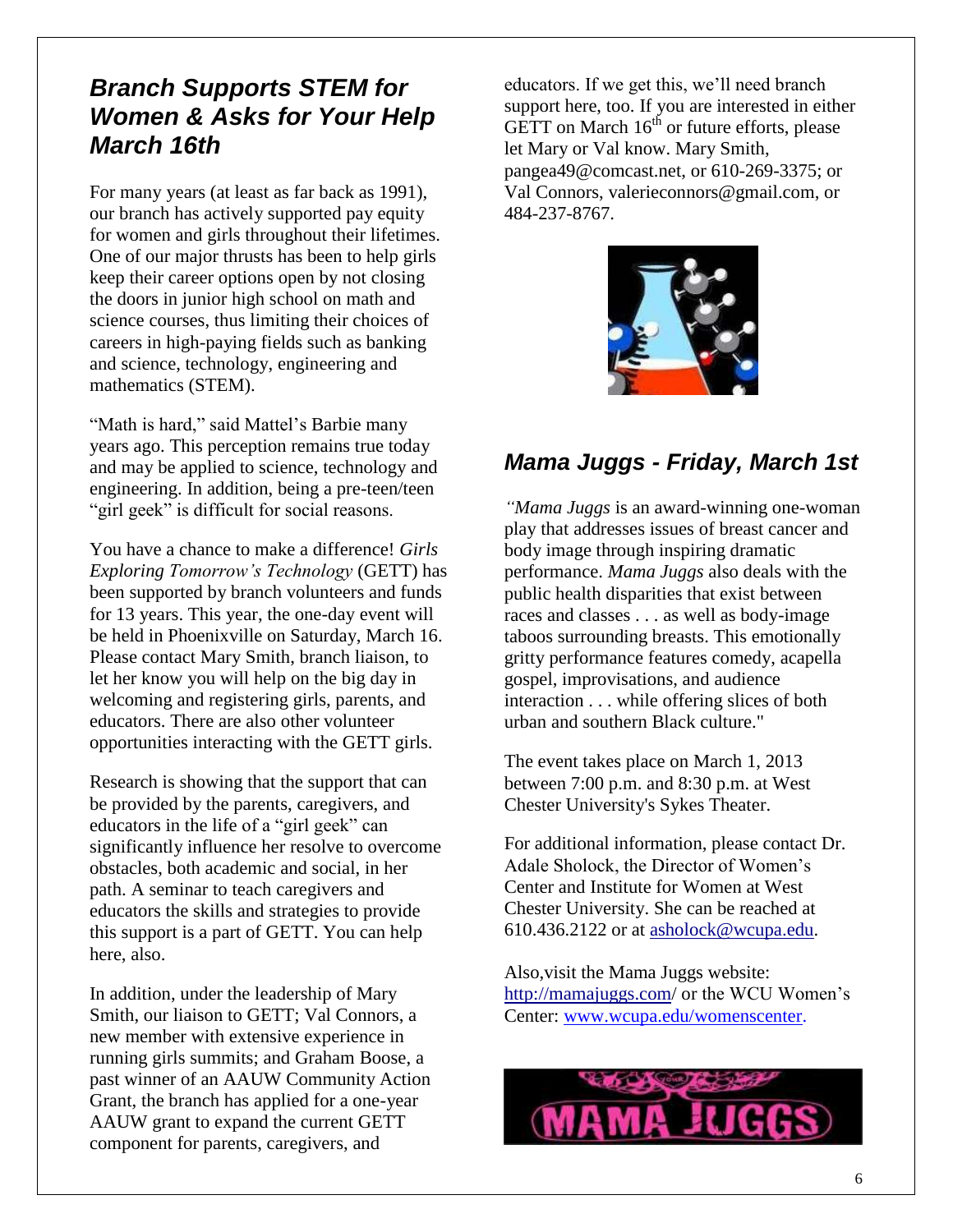## *Branch Supports STEM for Women & Asks for Your Help March 16th*

For many years (at least as far back as 1991), our branch has actively supported pay equity for women and girls throughout their lifetimes. One of our major thrusts has been to help girls keep their career options open by not closing the doors in junior high school on math and science courses, thus limiting their choices of careers in high-paying fields such as banking and science, technology, engineering and mathematics (STEM).

"Math is hard," said Mattel's Barbie many years ago. This perception remains true today and may be applied to science, technology and engineering. In addition, being a pre-teen/teen "girl geek" is difficult for social reasons.

You have a chance to make a difference! *Girls Exploring Tomorrow's Technology* (GETT) has been supported by branch volunteers and funds for 13 years. This year, the one-day event will be held in Phoenixville on Saturday, March 16. Please contact Mary Smith, branch liaison, to let her know you will help on the big day in welcoming and registering girls, parents, and educators. There are also other volunteer opportunities interacting with the GETT girls.

Research is showing that the support that can be provided by the parents, caregivers, and educators in the life of a "girl geek" can significantly influence her resolve to overcome obstacles, both academic and social, in her path. A seminar to teach caregivers and educators the skills and strategies to provide this support is a part of GETT. You can help here, also.

In addition, under the leadership of Mary Smith, our liaison to GETT; Val Connors, a new member with extensive experience in running girls summits; and Graham Boose, a past winner of an AAUW Community Action Grant, the branch has applied for a one-year AAUW grant to expand the current GETT component for parents, caregivers, and educators. If we get this, we'll need branch support here, too. If you are interested in either GETT on March 16th or future efforts, please let Mary or Val know. Mary Smith, pangea49@comcast.net, or 610-269-3375; or Val Connors, valerieconnors@gmail.com, or 484-237-8767.

## *Mama Juggs - Friday, March 1st*

*"Mama Juggs* is an award-winning one-woman play that addresses issues of breast cancer and body image through inspiring dramatic performance. *Mama Juggs* also deals with the public health disparities that exist between races and classes . . . as well as body-image taboos surrounding breasts. This emotionally gritty performance features comedy, acapella gospel, improvisations, and audience interaction . . . while offering slices of both urban and southern Black culture."

The event takes place on March 1, 2013 between 7:00 p.m. and 8:30 p.m. at West Chester University's Sykes Theater.

For additional information, please contact Dr. Adale Sholock, the Director of Women's Center and Institute for Women at West Chester University. She can be reached at 610.436.2122 or at ashＯlock@wcupa.edu.

Also,visit the Mama Juggs website: http://mamajuggs.com/ or the WCU Women's Center: www.wcupa.edu/womenscenter.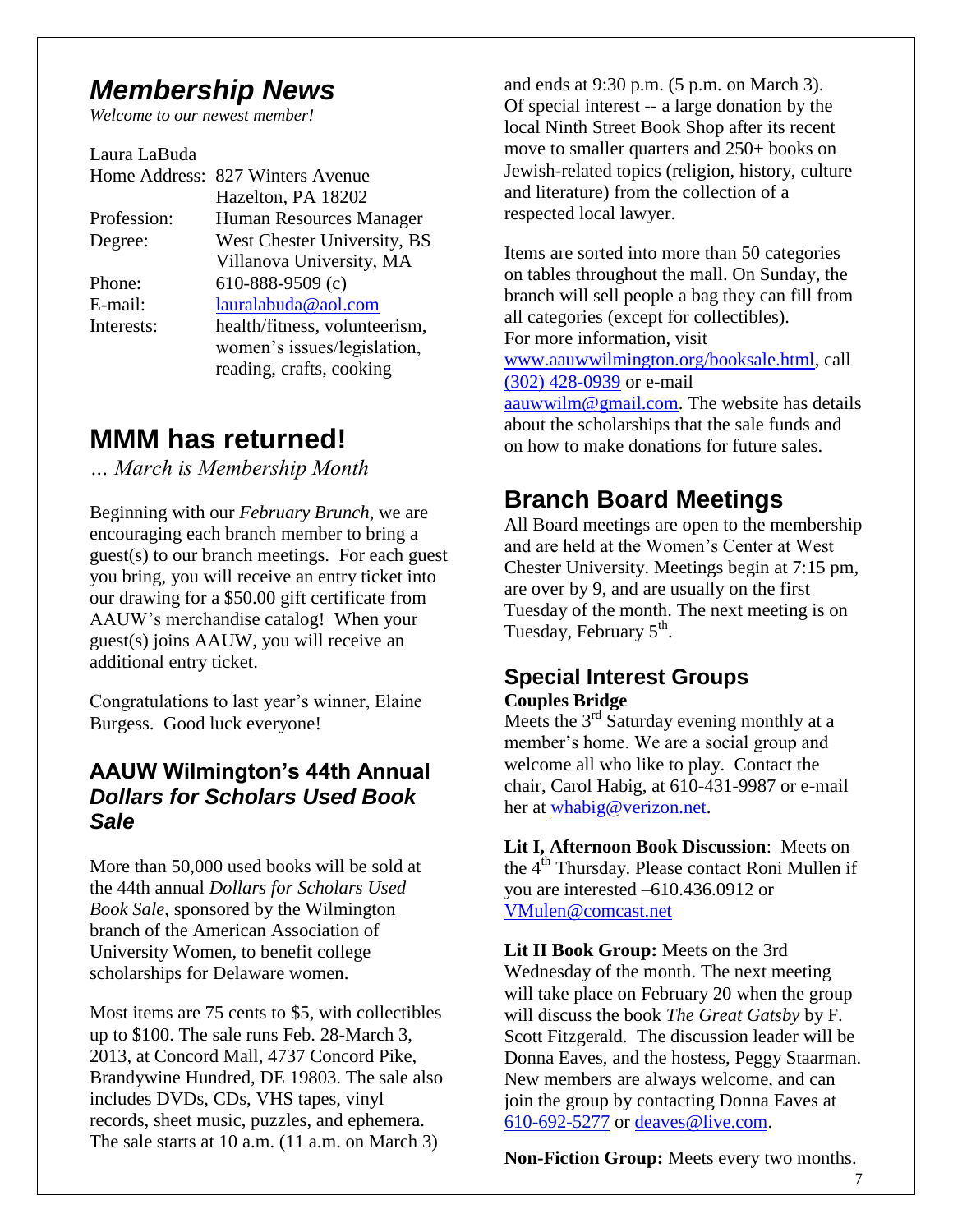# *Membership News*

*Welcome to our newest member!*

| Laura LaBuda | |
|---|---|
| Home Address: | 827 Winters Avenue<br>Hazelton, PA 18202 |
| Profession: | Human Resources Manager |
| Degree: | West Chester University, BS<br>Villanova University, MA |
| Phone: | 610-888-9509 (c) |
| E-mail: | lauralabuda@aol.com |
| Interests: | health/fitness, volunteerism, women's issues/legislation, reading, crafts, cooking |

# MMM has returned!

*… March is Membership Month*

Beginning with our *February Brunch*, we are encouraging each branch member to bring a guest(s) to our branch meetings. For each guest you bring, you will receive an entry ticket into our drawing for a $50.00 gift certificate from AAUW's merchandise catalog! When your guest(s) joins AAUW, you will receive an additional entry ticket.

Congratulations to last year's winner, Elaine Burgess. Good luck everyone!

## AAUW Wilmington's 44th Annual *Dollars for Scholars Used Book Sale*

More than 50,000 used books will be sold at the 44th annual *Dollars for Scholars Used Book Sale*, sponsored by the Wilmington branch of the American Association of University Women, to benefit college scholarships for Delaware women.

Most items are 75 cents to $5, with collectibles up to $100. The sale runs Feb. 28-March 3, 2013, at Concord Mall, 4737 Concord Pike, Brandywine Hundred, DE 19803. The sale also includes DVDs, CDs, VHS tapes, vinyl records, sheet music, puzzles, and ephemera. The sale starts at 10 a.m. (11 a.m. on March 3) and ends at 9:30 p.m. (5 p.m. on March 3). Of special interest -- a large donation by the local Ninth Street Book Shop after its recent move to smaller quarters and 250+ books on Jewish-related topics (religion, history, culture and literature) from the collection of a respected local lawyer.

Items are sorted into more than 50 categories on tables throughout the mall. On Sunday, the branch will sell people a bag they can fill from all categories (except for collectibles). For more information, visit www.aauwwilmington.org/booksale.html, call (302) 428-0939 or e-mail aauwwilm@gmail.com. The website has details about the scholarships that the sale funds and on how to make donations for future sales.

# Branch Board Meetings

All Board meetings are open to the membership and are held at the Women's Center at West Chester University. Meetings begin at 7:15 pm, are over by 9, and are usually on the first Tuesday of the month. The next meeting is on Tuesday, February 5th.

## Special Interest Groups

**Couples Bridge**

Meets the 3rd Saturday evening monthly at a member's home. We are a social group and welcome all who like to play. Contact the chair, Carol Habig, at 610-431-9987 or e-mail her at whabig@verizon.net.

**Lit I, Afternoon Book Discussion**: Meets on the 4th Thursday. Please contact Roni Mullen if you are interested –610.436.0912 or VMulen@comcast.net

**Lit II Book Group:** Meets on the 3rd Wednesday of the month. The next meeting will take place on February 20 when the group will discuss the book *The Great Gatsby* by F. Scott Fitzgerald. The discussion leader will be Donna Eaves, and the hostess, Peggy Staarman. New members are always welcome, and can join the group by contacting Donna Eaves at 610-692-5277 or deaves@live.com.

**Non-Fiction Group:** Meets every two months.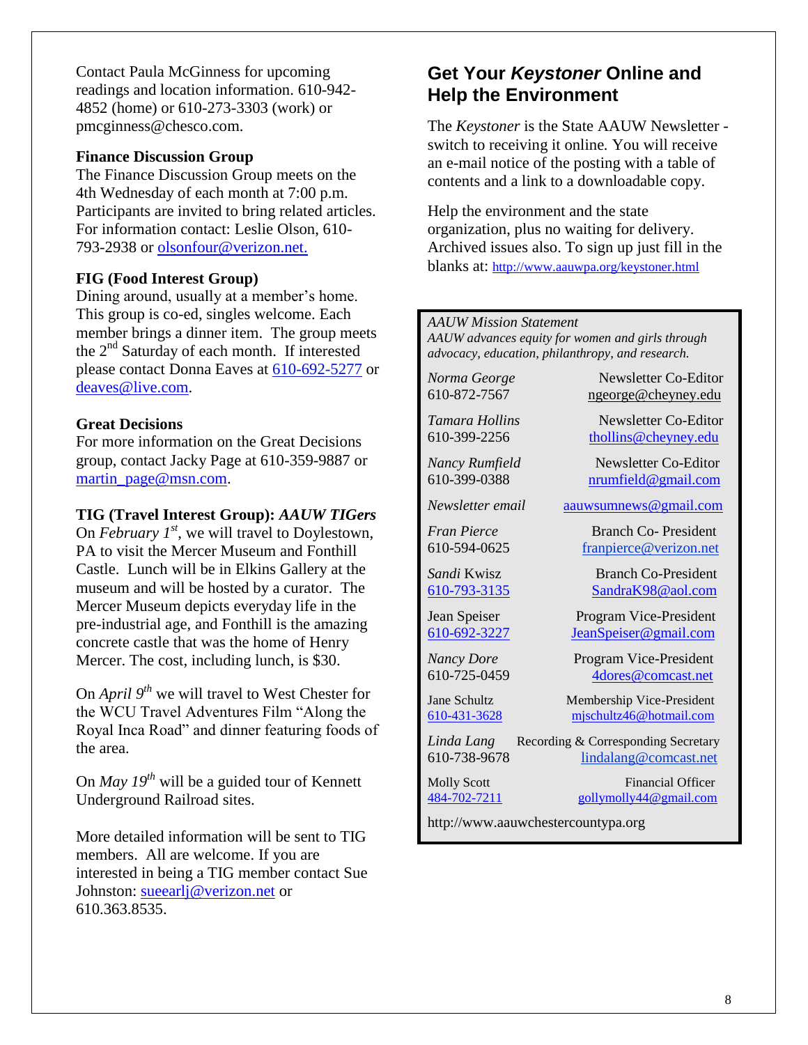Contact Paula McGinness for upcoming readings and location information. 610-942-4852 (home) or 610-273-3303 (work) or pmcginness@chesco.com.

**Finance Discussion Group**

The Finance Discussion Group meets on the 4th Wednesday of each month at 7:00 p.m. Participants are invited to bring related articles. For information contact: Leslie Olson, 610-793-2938 or olsonfour@verizon.net.

**FIG (Food Interest Group)**

Dining around, usually at a member's home. This group is co-ed, singles welcome. Each member brings a dinner item. The group meets the 2nd Saturday of each month. If interested please contact Donna Eaves at 610-692-5277 or deaves@live.com.

**Great Decisions**

For more information on the Great Decisions group, contact Jacky Page at 610-359-9887 or martin_page@msn.com.

**TIG (Travel Interest Group): *AAUW TIGers***

On *February 1st*, we will travel to Doylestown, PA to visit the Mercer Museum and Fonthill Castle. Lunch will be in Elkins Gallery at the museum and will be hosted by a curator. The Mercer Museum depicts everyday life in the pre-industrial age, and Fonthill is the amazing concrete castle that was the home of Henry Mercer. The cost, including lunch, is $30.

On *April 9th* we will travel to West Chester for the WCU Travel Adventures Film "Along the Royal Inca Road" and dinner featuring foods of the area.

On *May 19th* will be a guided tour of Kennett Underground Railroad sites.

More detailed information will be sent to TIG members. All are welcome. If you are interested in being a TIG member contact Sue Johnston: sueearlj@verizon.net or 610.363.8535.

## Get Your *Keystoner* Online and Help the Environment

The *Keystoner* is the State AAUW Newsletter - switch to receiving it online. You will receive an e-mail notice of the posting with a table of contents and a link to a downloadable copy.

Help the environment and the state organization, plus no waiting for delivery. Archived issues also. To sign up just fill in the blanks at: http://www.aauwpa.org/keystoner.html

*AAUW Mission Statement*
*AAUW advances equity for women and girls through advocacy, education, philanthropy, and research.*

| | |
|---|---|
| *Norma George* 610-872-7567 | Newsletter Co-Editor ngeorge@cheyney.edu |
| *Tamara Hollins* 610-399-2256 | Newsletter Co-Editor thollins@cheyney.edu |
| *Nancy Rumfield* 610-399-0388 | Newsletter Co-Editor nrumfield@gmail.com |
| *Newsletter email* | aauwsumnews@gmail.com |
| *Fran Pierce* 610-594-0625 | Branch Co- President franpierce@verizon.net |
| *Sandi* Kwisz 610-793-3135 | Branch Co-President SandraK98@aol.com |
| Jean Speiser 610-692-3227 | Program Vice-President JeanSpeiser@gmail.com |
| *Nancy Dore* 610-725-0459 | Program Vice-President 4dores@comcast.net |
| Jane Schultz 610-431-3628 | Membership Vice-President mjschultz46@hotmail.com |
| *Linda Lang* 610-738-9678 | Recording & Corresponding Secretary lindalang@comcast.net |
| Molly Scott 484-702-7211 | Financial Officer gollymolly44@gmail.com |

http://www.aauwchestercountypa.org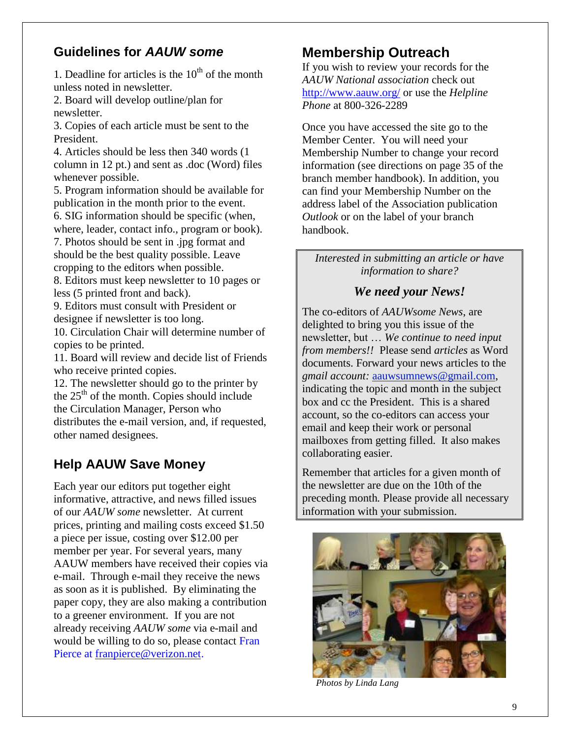## Guidelines for *AAUW some*

1. Deadline for articles is the 10th of the month unless noted in newsletter.
2. Board will develop outline/plan for newsletter.
3. Copies of each article must be sent to the President.
4. Articles should be less then 340 words (1 column in 12 pt.) and sent as .doc (Word) files whenever possible.
5. Program information should be available for publication in the month prior to the event.
6. SIG information should be specific (when, where, leader, contact info., program or book).
7. Photos should be sent in .jpg format and should be the best quality possible. Leave cropping to the editors when possible.
8. Editors must keep newsletter to 10 pages or less (5 printed front and back).
9. Editors must consult with President or designee if newsletter is too long.
10. Circulation Chair will determine number of copies to be printed.
11. Board will review and decide list of Friends who receive printed copies.
12. The newsletter should go to the printer by the 25th of the month. Copies should include the Circulation Manager, Person who distributes the e-mail version, and, if requested, other named designees.

## Help AAUW Save Money

Each year our editors put together eight informative, attractive, and news filled issues of our *AAUW some* newsletter. At current prices, printing and mailing costs exceed $1.50 a piece per issue, costing over $12.00 per member per year. For several years, many AAUW members have received their copies via e-mail. Through e-mail they receive the news as soon as it is published. By eliminating the paper copy, they are also making a contribution to a greener environment. If you are not already receiving *AAUW some* via e-mail and would be willing to do so, please contact Fran Pierce at franpierce@verizon.net.

## Membership Outreach

If you wish to review your records for the *AAUW National association* check out http://www.aauw.org/ or use the *Helpline Phone* at 800-326-2289

Once you have accessed the site go to the Member Center. You will need your Membership Number to change your record information (see directions on page 35 of the branch member handbook). In addition, you can find your Membership Number on the address label of the Association publication *Outlook* or on the label of your branch handbook.

*Interested in submitting an article or have information to share?*

***We need your News!***

The co-editors of *AAUWsome News*, are delighted to bring you this issue of the newsletter, but … *We continue to need input from members!!* Please send *articles* as Word documents. Forward your news articles to the *gmail account:* aauwsumnews@gmail.com, indicating the topic and month in the subject box and cc the President. This is a shared account, so the co-editors can access your email and keep their work or personal mailboxes from getting filled. It also makes collaborating easier.

Remember that articles for a given month of the newsletter are due on the 10th of the preceding month. Please provide all necessary information with your submission.

*Photos by Linda Lang*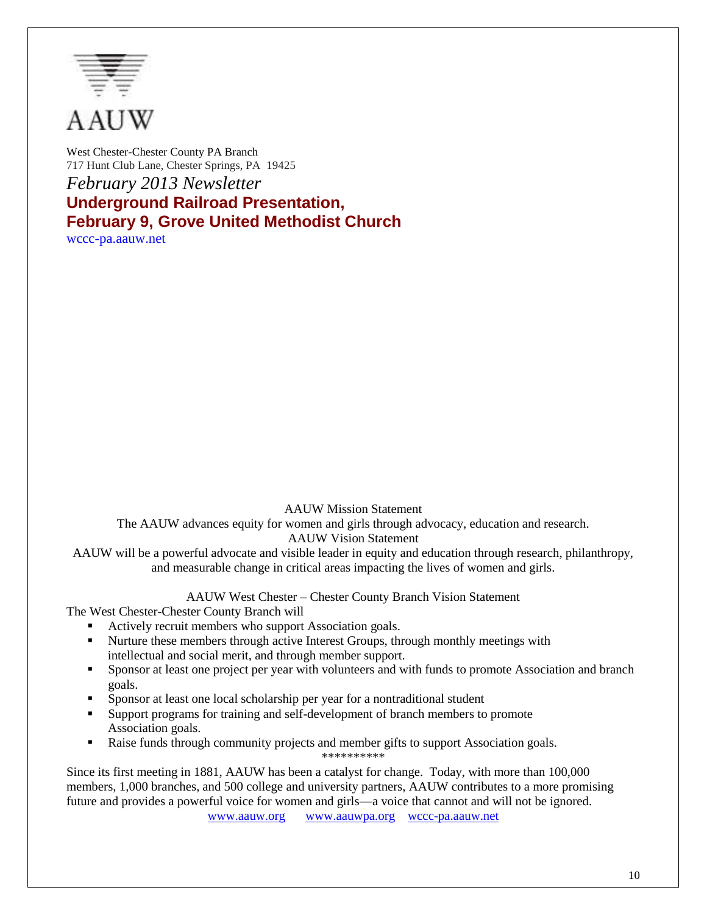AAUW

West Chester-Chester County PA Branch
717 Hunt Club Lane, Chester Springs, PA 19425

*February 2013 Newsletter*

**Underground Railroad Presentation, February 9, Grove United Methodist Church**

wccc-pa.aauw.net

AAUW Mission Statement

The AAUW advances equity for women and girls through advocacy, education and research.

AAUW Vision Statement

AAUW will be a powerful advocate and visible leader in equity and education through research, philanthropy, and measurable change in critical areas impacting the lives of women and girls.

AAUW West Chester – Chester County Branch Vision Statement

The West Chester-Chester County Branch will

- Actively recruit members who support Association goals.
- Nurture these members through active Interest Groups, through monthly meetings with intellectual and social merit, and through member support.
- Sponsor at least one project per year with volunteers and with funds to promote Association and branch goals.
- Sponsor at least one local scholarship per year for a nontraditional student
- Support programs for training and self-development of branch members to promote Association goals.
- Raise funds through community projects and member gifts to support Association goals.

**********

Since its first meeting in 1881, AAUW has been a catalyst for change. Today, with more than 100,000 members, 1,000 branches, and 500 college and university partners, AAUW contributes to a more promising future and provides a powerful voice for women and girls—a voice that cannot and will not be ignored.

www.aauw.org www.aauwpa.org wccc-pa.aauw.net